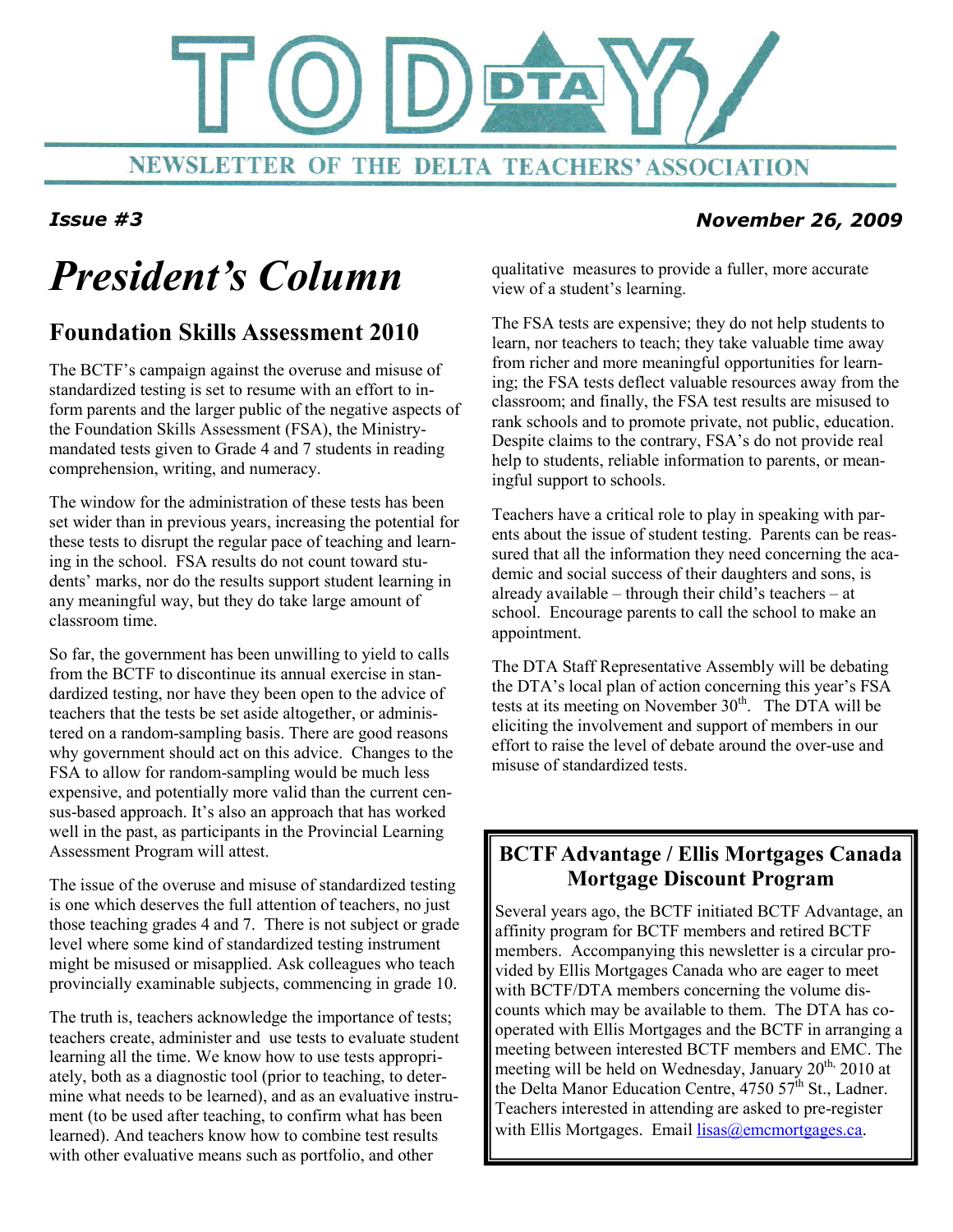# TODAY DTA

NEWSLETTER OF THE DELTA TEACHERS' ASSOCIATION

***Issue #3*** ***November 26, 2009***

# *President's Column*

## Foundation Skills Assessment 2010

The BCTF's campaign against the overuse and misuse of standardized testing is set to resume with an effort to inform parents and the larger public of the negative aspects of the Foundation Skills Assessment (FSA), the Ministry-mandated tests given to Grade 4 and 7 students in reading comprehension, writing, and numeracy.

The window for the administration of these tests has been set wider than in previous years, increasing the potential for these tests to disrupt the regular pace of teaching and learning in the school. FSA results do not count toward students' marks, nor do the results support student learning in any meaningful way, but they do take large amount of classroom time.

So far, the government has been unwilling to yield to calls from the BCTF to discontinue its annual exercise in standardized testing, nor have they been open to the advice of teachers that the tests be set aside altogether, or administered on a random-sampling basis. There are good reasons why government should act on this advice. Changes to the FSA to allow for random-sampling would be much less expensive, and potentially more valid than the current census-based approach. It's also an approach that has worked well in the past, as participants in the Provincial Learning Assessment Program will attest.

The issue of the overuse and misuse of standardized testing is one which deserves the full attention of teachers, no just those teaching grades 4 and 7. There is not subject or grade level where some kind of standardized testing instrument might be misused or misapplied. Ask colleagues who teach provincially examinable subjects, commencing in grade 10.

The truth is, teachers acknowledge the importance of tests; teachers create, administer and use tests to evaluate student learning all the time. We know how to use tests appropriately, both as a diagnostic tool (prior to teaching, to determine what needs to be learned), and as an evaluative instrument (to be used after teaching, to confirm what has been learned). And teachers know how to combine test results with other evaluative means such as portfolio, and other qualitative measures to provide a fuller, more accurate view of a student's learning.

The FSA tests are expensive; they do not help students to learn, nor teachers to teach; they take valuable time away from richer and more meaningful opportunities for learning; the FSA tests deflect valuable resources away from the classroom; and finally, the FSA test results are misused to rank schools and to promote private, not public, education. Despite claims to the contrary, FSA's do not provide real help to students, reliable information to parents, or meaningful support to schools.

Teachers have a critical role to play in speaking with parents about the issue of student testing. Parents can be reassured that all the information they need concerning the academic and social success of their daughters and sons, is already available – through their child's teachers – at school. Encourage parents to call the school to make an appointment.

The DTA Staff Representative Assembly will be debating the DTA's local plan of action concerning this year's FSA tests at its meeting on November 30th. The DTA will be eliciting the involvement and support of members in our effort to raise the level of debate around the over-use and misuse of standardized tests.

## BCTF Advantage / Ellis Mortgages Canada Mortgage Discount Program

Several years ago, the BCTF initiated BCTF Advantage, an affinity program for BCTF members and retired BCTF members. Accompanying this newsletter is a circular provided by Ellis Mortgages Canada who are eager to meet with BCTF/DTA members concerning the volume discounts which may be available to them. The DTA has co-operated with Ellis Mortgages and the BCTF in arranging a meeting between interested BCTF members and EMC. The meeting will be held on Wednesday, January 20th, 2010 at the Delta Manor Education Centre, 4750 57th St., Ladner. Teachers interested in attending are asked to pre-register with Ellis Mortgages. Email lisas@emcmortgages.ca.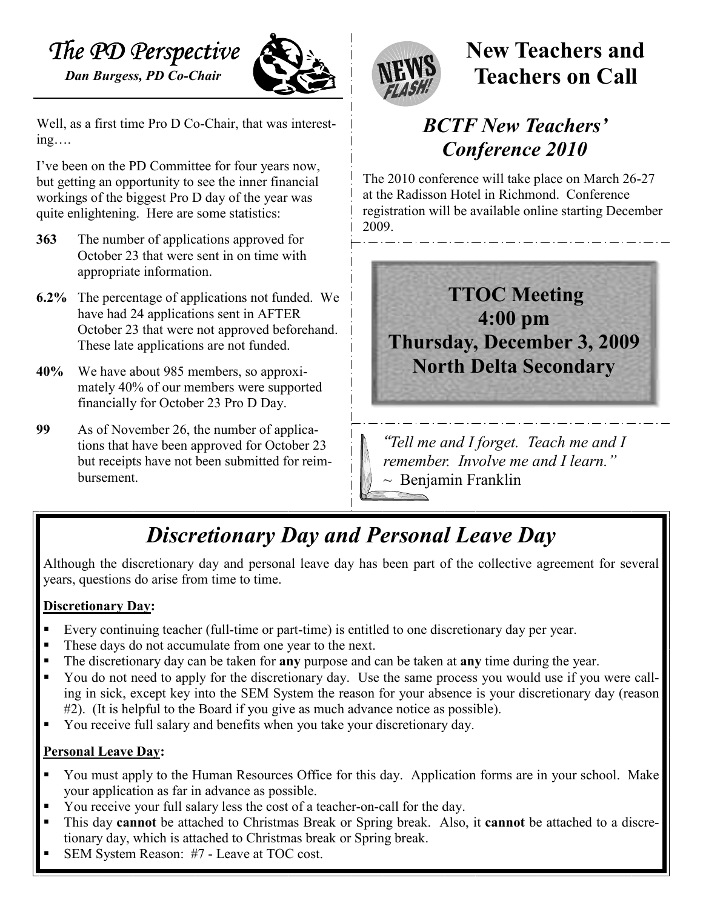# *The PD Perspective*

***Dan Burgess, PD Co-Chair***

Well, as a first time Pro D Co-Chair, that was interesting….

I've been on the PD Committee for four years now, but getting an opportunity to see the inner financial workings of the biggest Pro D day of the year was quite enlightening. Here are some statistics:

**363** The number of applications approved for October 23 that were sent in on time with appropriate information.

**6.2%** The percentage of applications not funded. We have had 24 applications sent in AFTER October 23 that were not approved beforehand. These late applications are not funded.

**40%** We have about 985 members, so approximately 40% of our members were supported financially for October 23 Pro D Day.

**99** As of November 26, the number of applications that have been approved for October 23 but receipts have not been submitted for reimbursement.

# New Teachers and Teachers on Call

## *BCTF New Teachers' Conference 2010*

The 2010 conference will take place on March 26-27 at the Radisson Hotel in Richmond. Conference registration will be available online starting December 2009.

**TTOC Meeting**
**4:00 pm**
**Thursday, December 3, 2009**
**North Delta Secondary**

*"Tell me and I forget. Teach me and I remember. Involve me and I learn."*
~ Benjamin Franklin

# *Discretionary Day and Personal Leave Day*

Although the discretionary day and personal leave day has been part of the collective agreement for several years, questions do arise from time to time.

**Discretionary Day:**

- Every continuing teacher (full-time or part-time) is entitled to one discretionary day per year.
- These days do not accumulate from one year to the next.
- The discretionary day can be taken for **any** purpose and can be taken at **any** time during the year.
- You do not need to apply for the discretionary day. Use the same process you would use if you were calling in sick, except key into the SEM System the reason for your absence is your discretionary day (reason #2). (It is helpful to the Board if you give as much advance notice as possible).
- You receive full salary and benefits when you take your discretionary day.

**Personal Leave Day:**

- You must apply to the Human Resources Office for this day. Application forms are in your school. Make your application as far in advance as possible.
- You receive your full salary less the cost of a teacher-on-call for the day.
- This day **cannot** be attached to Christmas Break or Spring break. Also, it **cannot** be attached to a discretionary day, which is attached to Christmas break or Spring break.
- SEM System Reason: #7 - Leave at TOC cost.